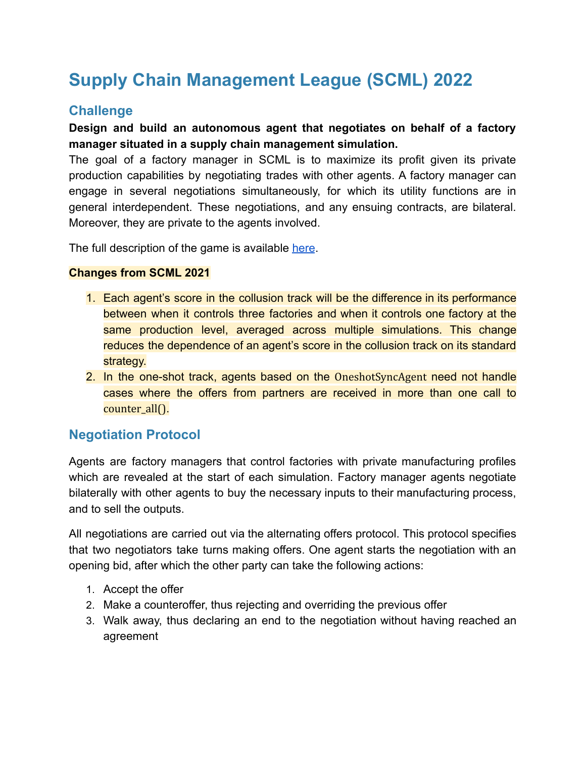# Supply Chain Management League (SCML) 2022

## Challenge

**Design and build an autonomous agent that negotiates on behalf of a factory manager situated in a supply chain management simulation.**

The goal of a factory manager in SCML is to maximize its profit given its private production capabilities by negotiating trades with other agents. A factory manager can engage in several negotiations simultaneously, for which its utility functions are in general interdependent. These negotiations, and any ensuing contracts, are bilateral. Moreover, they are private to the agents involved.

The full description of the game is available [here](here).

**Changes from SCML 2021**

1. Each agent's score in the collusion track will be the difference in its performance between when it controls three factories and when it controls one factory at the same production level, averaged across multiple simulations. This change reduces the dependence of an agent's score in the collusion track on its standard strategy.
2. In the one-shot track, agents based on the `OneshotSyncAgent` need not handle cases where the offers from partners are received in more than one call to `counter_all()`.

## Negotiation Protocol

Agents are factory managers that control factories with private manufacturing profiles which are revealed at the start of each simulation. Factory manager agents negotiate bilaterally with other agents to buy the necessary inputs to their manufacturing process, and to sell the outputs.

All negotiations are carried out via the alternating offers protocol. This protocol specifies that two negotiators take turns making offers. One agent starts the negotiation with an opening bid, after which the other party can take the following actions:

1. Accept the offer
2. Make a counteroffer, thus rejecting and overriding the previous offer
3. Walk away, thus declaring an end to the negotiation without having reached an agreement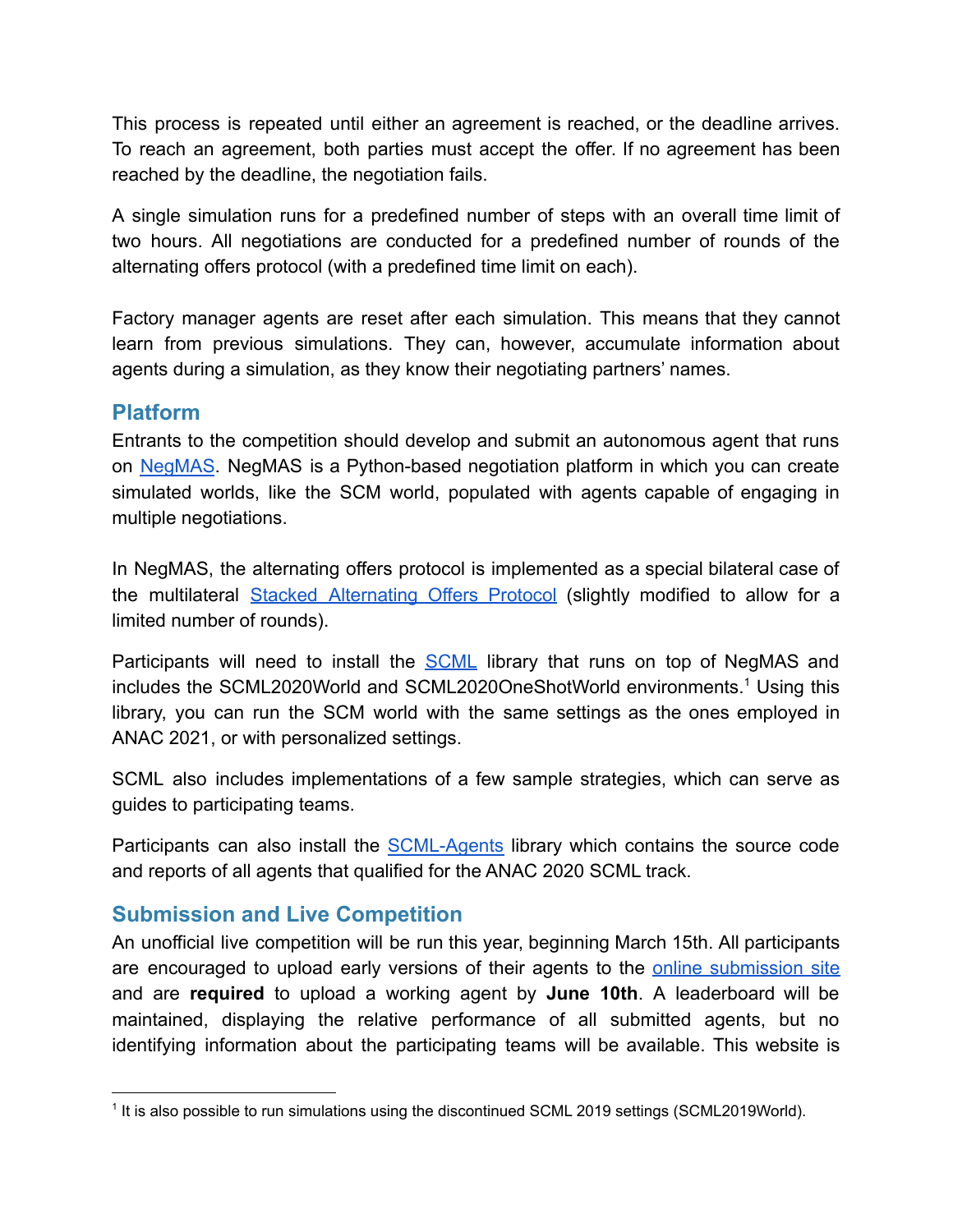This process is repeated until either an agreement is reached, or the deadline arrives. To reach an agreement, both parties must accept the offer. If no agreement has been reached by the deadline, the negotiation fails.

A single simulation runs for a predefined number of steps with an overall time limit of two hours. All negotiations are conducted for a predefined number of rounds of the alternating offers protocol (with a predefined time limit on each).

Factory manager agents are reset after each simulation. This means that they cannot learn from previous simulations. They can, however, accumulate information about agents during a simulation, as they know their negotiating partners' names.

## Platform

Entrants to the competition should develop and submit an autonomous agent that runs on NegMAS. NegMAS is a Python-based negotiation platform in which you can create simulated worlds, like the SCM world, populated with agents capable of engaging in multiple negotiations.

In NegMAS, the alternating offers protocol is implemented as a special bilateral case of the multilateral Stacked Alternating Offers Protocol (slightly modified to allow for a limited number of rounds).

Participants will need to install the SCML library that runs on top of NegMAS and includes the SCML2020World and SCML2020OneShotWorld environments.[1] Using this library, you can run the SCM world with the same settings as the ones employed in ANAC 2021, or with personalized settings.

SCML also includes implementations of a few sample strategies, which can serve as guides to participating teams.

Participants can also install the SCML-Agents library which contains the source code and reports of all agents that qualified for the ANAC 2020 SCML track.

## Submission and Live Competition

An unofficial live competition will be run this year, beginning March 15th. All participants are encouraged to upload early versions of their agents to the online submission site and are **required** to upload a working agent by **June 10th**. A leaderboard will be maintained, displaying the relative performance of all submitted agents, but no identifying information about the participating teams will be available. This website is

---

[1] It is also possible to run simulations using the discontinued SCML 2019 settings (SCML2019World).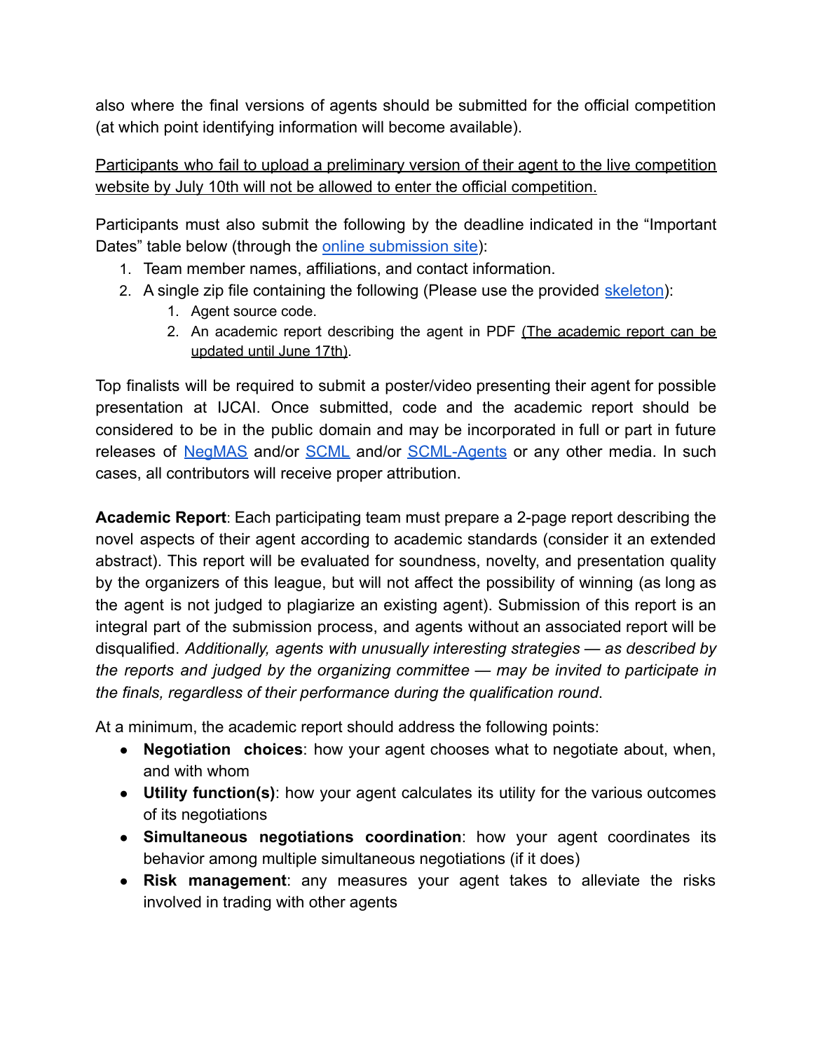also where the final versions of agents should be submitted for the official competition (at which point identifying information will become available).

<u>Participants who fail to upload a preliminary version of their agent to the live competition website by July 10th will not be allowed to enter the official competition.</u>

Participants must also submit the following by the deadline indicated in the "Important Dates" table below (through the [online submission site](#)):

1. Team member names, affiliations, and contact information.
2. A single zip file containing the following (Please use the provided [skeleton](#)):
    1. Agent source code.
    2. An academic report describing the agent in PDF <u>(The academic report can be updated until June 17th)</u>.

Top finalists will be required to submit a poster/video presenting their agent for possible presentation at IJCAI. Once submitted, code and the academic report should be considered to be in the public domain and may be incorporated in full or part in future releases of [NegMAS](#) and/or [SCML](#) and/or [SCML-Agents](#) or any other media. In such cases, all contributors will receive proper attribution.

**Academic Report**: Each participating team must prepare a 2-page report describing the novel aspects of their agent according to academic standards (consider it an extended abstract). This report will be evaluated for soundness, novelty, and presentation quality by the organizers of this league, but will not affect the possibility of winning (as long as the agent is not judged to plagiarize an existing agent). Submission of this report is an integral part of the submission process, and agents without an associated report will be disqualified. *Additionally, agents with unusually interesting strategies — as described by the reports and judged by the organizing committee — may be invited to participate in the finals, regardless of their performance during the qualification round*.

At a minimum, the academic report should address the following points:

- **Negotiation choices**: how your agent chooses what to negotiate about, when, and with whom
- **Utility function(s)**: how your agent calculates its utility for the various outcomes of its negotiations
- **Simultaneous negotiations coordination**: how your agent coordinates its behavior among multiple simultaneous negotiations (if it does)
- **Risk management**: any measures your agent takes to alleviate the risks involved in trading with other agents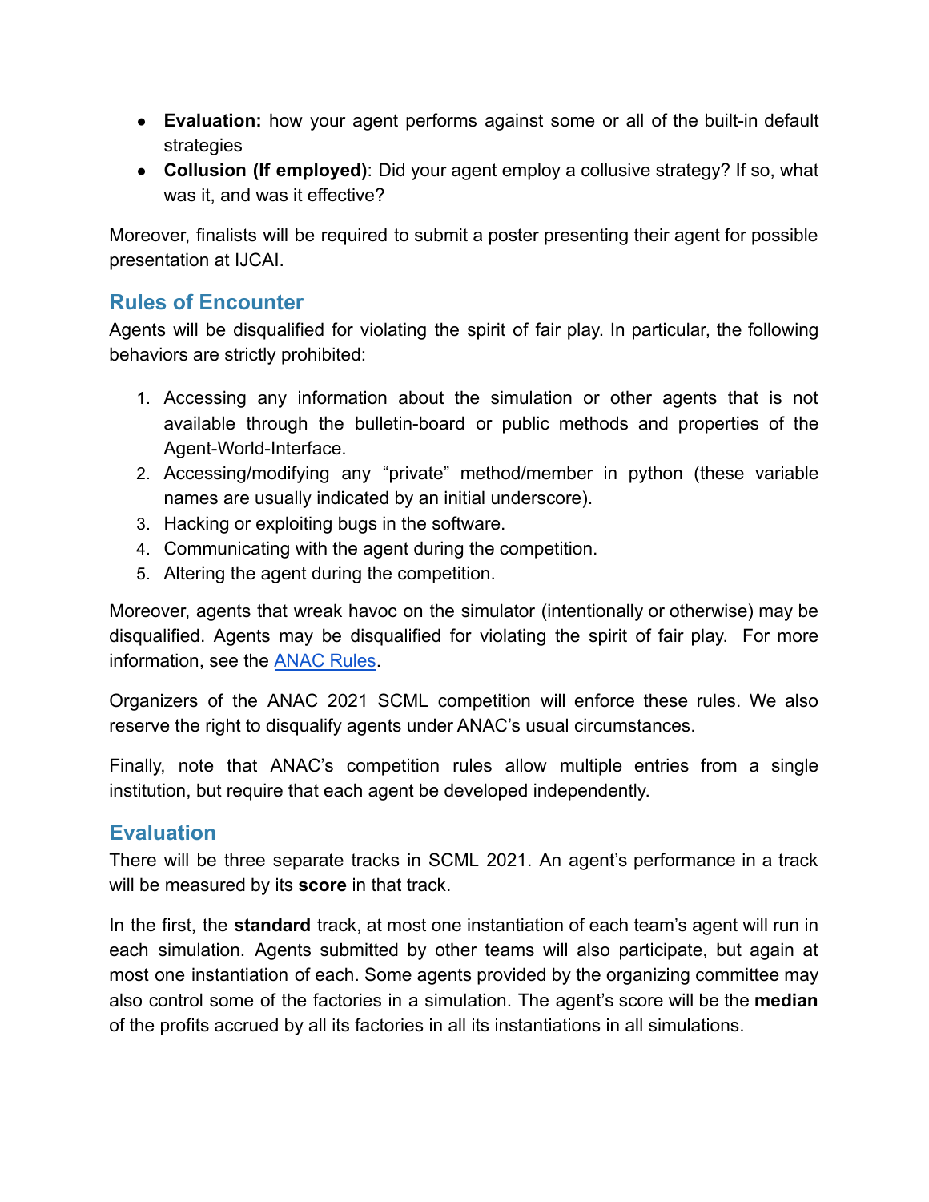- **Evaluation:** how your agent performs against some or all of the built-in default strategies
- **Collusion (If employed)**: Did your agent employ a collusive strategy? If so, what was it, and was it effective?

Moreover, finalists will be required to submit a poster presenting their agent for possible presentation at IJCAI.

## Rules of Encounter

Agents will be disqualified for violating the spirit of fair play. In particular, the following behaviors are strictly prohibited:

1. Accessing any information about the simulation or other agents that is not available through the bulletin-board or public methods and properties of the Agent-World-Interface.
2. Accessing/modifying any "private" method/member in python (these variable names are usually indicated by an initial underscore).
3. Hacking or exploiting bugs in the software.
4. Communicating with the agent during the competition.
5. Altering the agent during the competition.

Moreover, agents that wreak havoc on the simulator (intentionally or otherwise) may be disqualified. Agents may be disqualified for violating the spirit of fair play. For more information, see the ANAC Rules.

Organizers of the ANAC 2021 SCML competition will enforce these rules. We also reserve the right to disqualify agents under ANAC's usual circumstances.

Finally, note that ANAC's competition rules allow multiple entries from a single institution, but require that each agent be developed independently.

## Evaluation

There will be three separate tracks in SCML 2021. An agent's performance in a track will be measured by its **score** in that track.

In the first, the **standard** track, at most one instantiation of each team's agent will run in each simulation. Agents submitted by other teams will also participate, but again at most one instantiation of each. Some agents provided by the organizing committee may also control some of the factories in a simulation. The agent's score will be the **median** of the profits accrued by all its factories in all its instantiations in all simulations.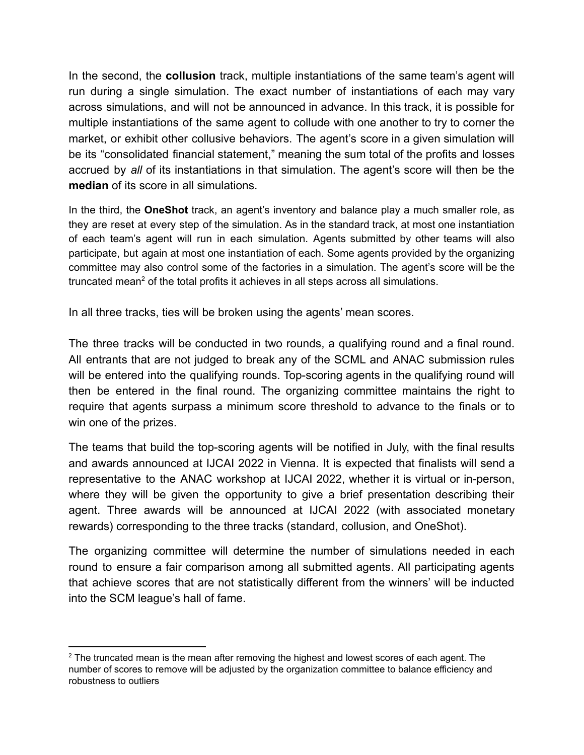In the second, the **collusion** track, multiple instantiations of the same team's agent will run during a single simulation. The exact number of instantiations of each may vary across simulations, and will not be announced in advance. In this track, it is possible for multiple instantiations of the same agent to collude with one another to try to corner the market, or exhibit other collusive behaviors. The agent's score in a given simulation will be its "consolidated financial statement," meaning the sum total of the profits and losses accrued by *all* of its instantiations in that simulation. The agent's score will then be the **median** of its score in all simulations.

In the third, the **OneShot** track, an agent's inventory and balance play a much smaller role, as they are reset at every step of the simulation. As in the standard track, at most one instantiation of each team's agent will run in each simulation. Agents submitted by other teams will also participate, but again at most one instantiation of each. Some agents provided by the organizing committee may also control some of the factories in a simulation. The agent's score will be the truncated mean[2] of the total profits it achieves in all steps across all simulations.

In all three tracks, ties will be broken using the agents' mean scores.

The three tracks will be conducted in two rounds, a qualifying round and a final round. All entrants that are not judged to break any of the SCML and ANAC submission rules will be entered into the qualifying rounds. Top-scoring agents in the qualifying round will then be entered in the final round. The organizing committee maintains the right to require that agents surpass a minimum score threshold to advance to the finals or to win one of the prizes.

The teams that build the top-scoring agents will be notified in July, with the final results and awards announced at IJCAI 2022 in Vienna. It is expected that finalists will send a representative to the ANAC workshop at IJCAI 2022, whether it is virtual or in-person, where they will be given the opportunity to give a brief presentation describing their agent. Three awards will be announced at IJCAI 2022 (with associated monetary rewards) corresponding to the three tracks (standard, collusion, and OneShot).

The organizing committee will determine the number of simulations needed in each round to ensure a fair comparison among all submitted agents. All participating agents that achieve scores that are not statistically different from the winners' will be inducted into the SCM league's hall of fame.

---

[2] The truncated mean is the mean after removing the highest and lowest scores of each agent. The number of scores to remove will be adjusted by the organization committee to balance efficiency and robustness to outliers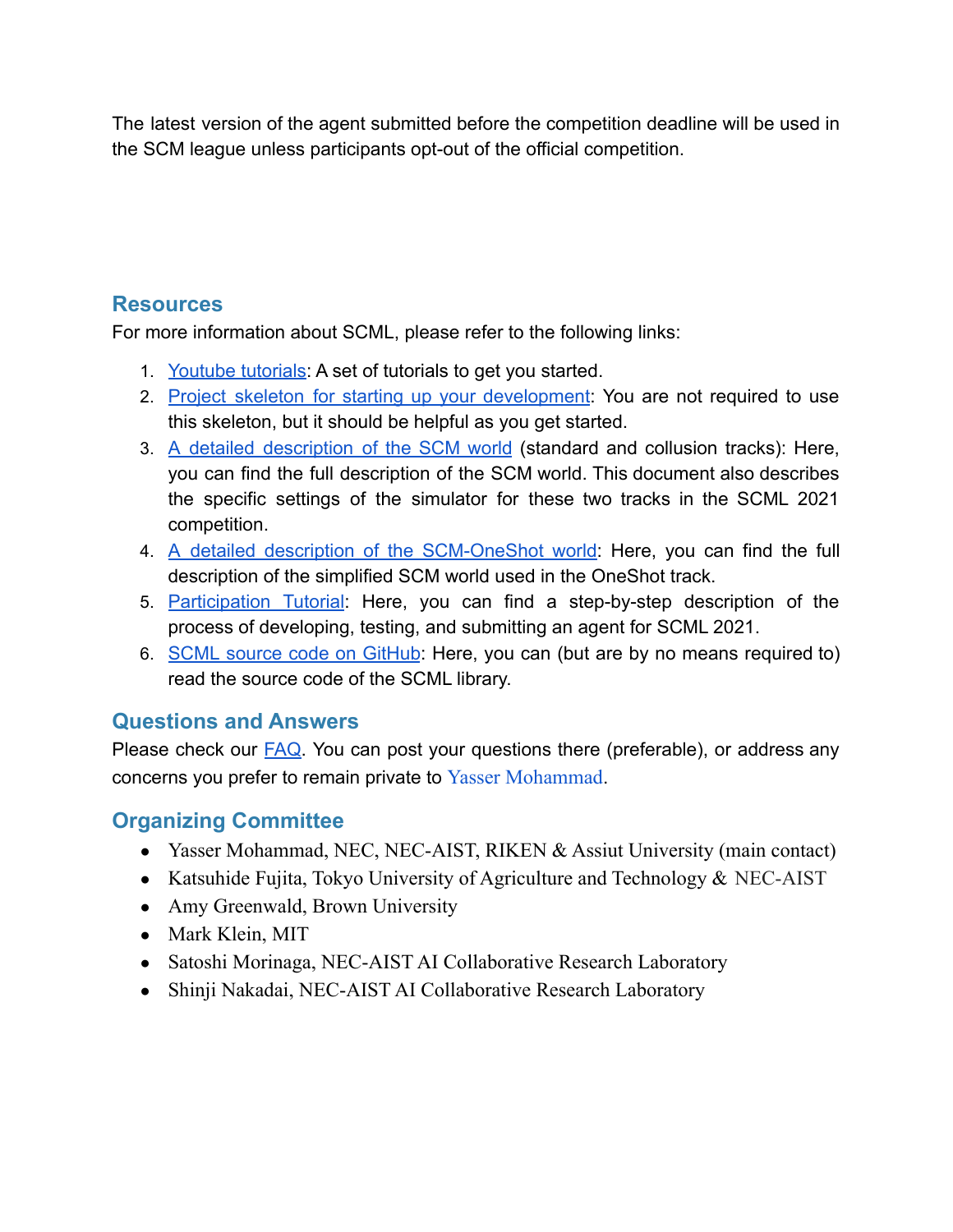The latest version of the agent submitted before the competition deadline will be used in the SCM league unless participants opt-out of the official competition.

## Resources

For more information about SCML, please refer to the following links:

1. Youtube tutorials: A set of tutorials to get you started.
2. Project skeleton for starting up your development: You are not required to use this skeleton, but it should be helpful as you get started.
3. A detailed description of the SCM world (standard and collusion tracks): Here, you can find the full description of the SCM world. This document also describes the specific settings of the simulator for these two tracks in the SCML 2021 competition.
4. A detailed description of the SCM-OneShot world: Here, you can find the full description of the simplified SCM world used in the OneShot track.
5. Participation Tutorial: Here, you can find a step-by-step description of the process of developing, testing, and submitting an agent for SCML 2021.
6. SCML source code on GitHub: Here, you can (but are by no means required to) read the source code of the SCML library.

## Questions and Answers

Please check our FAQ. You can post your questions there (preferable), or address any concerns you prefer to remain private to Yasser Mohammad.

## Organizing Committee

- Yasser Mohammad, NEC, NEC-AIST, RIKEN & Assiut University (main contact)
- Katsuhide Fujita, Tokyo University of Agriculture and Technology & NEC-AIST
- Amy Greenwald, Brown University
- Mark Klein, MIT
- Satoshi Morinaga, NEC-AIST AI Collaborative Research Laboratory
- Shinji Nakadai, NEC-AIST AI Collaborative Research Laboratory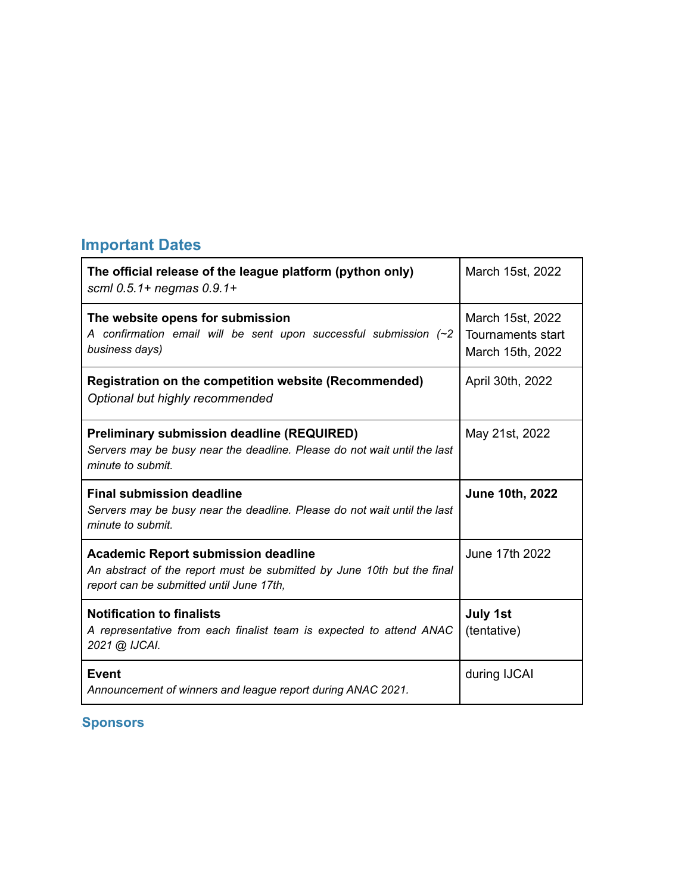## Important Dates

| | |
|---|---|
| **The official release of the league platform (python only)**<br>*scml 0.5.1+ negmas 0.9.1+* | March 15st, 2022 |
| **The website opens for submission**<br>*A confirmation email will be sent upon successful submission (~2 business days)* | March 15st, 2022<br>Tournaments start March 15th, 2022 |
| **Registration on the competition website (Recommended)**<br>*Optional but highly recommended* | April 30th, 2022 |
| **Preliminary submission deadline (REQUIRED)**<br>*Servers may be busy near the deadline. Please do not wait until the last minute to submit.* | May 21st, 2022 |
| **Final submission deadline**<br>*Servers may be busy near the deadline. Please do not wait until the last minute to submit.* | **June 10th, 2022** |
| **Academic Report submission deadline**<br>*An abstract of the report must be submitted by June 10th but the final report can be submitted until June 17th,* | June 17th 2022 |
| **Notification to finalists**<br>*A representative from each finalist team is expected to attend ANAC 2021 @ IJCAI.* | **July 1st**<br>(tentative) |
| **Event**<br>*Announcement of winners and league report during ANAC 2021.* | during IJCAI |

## Sponsors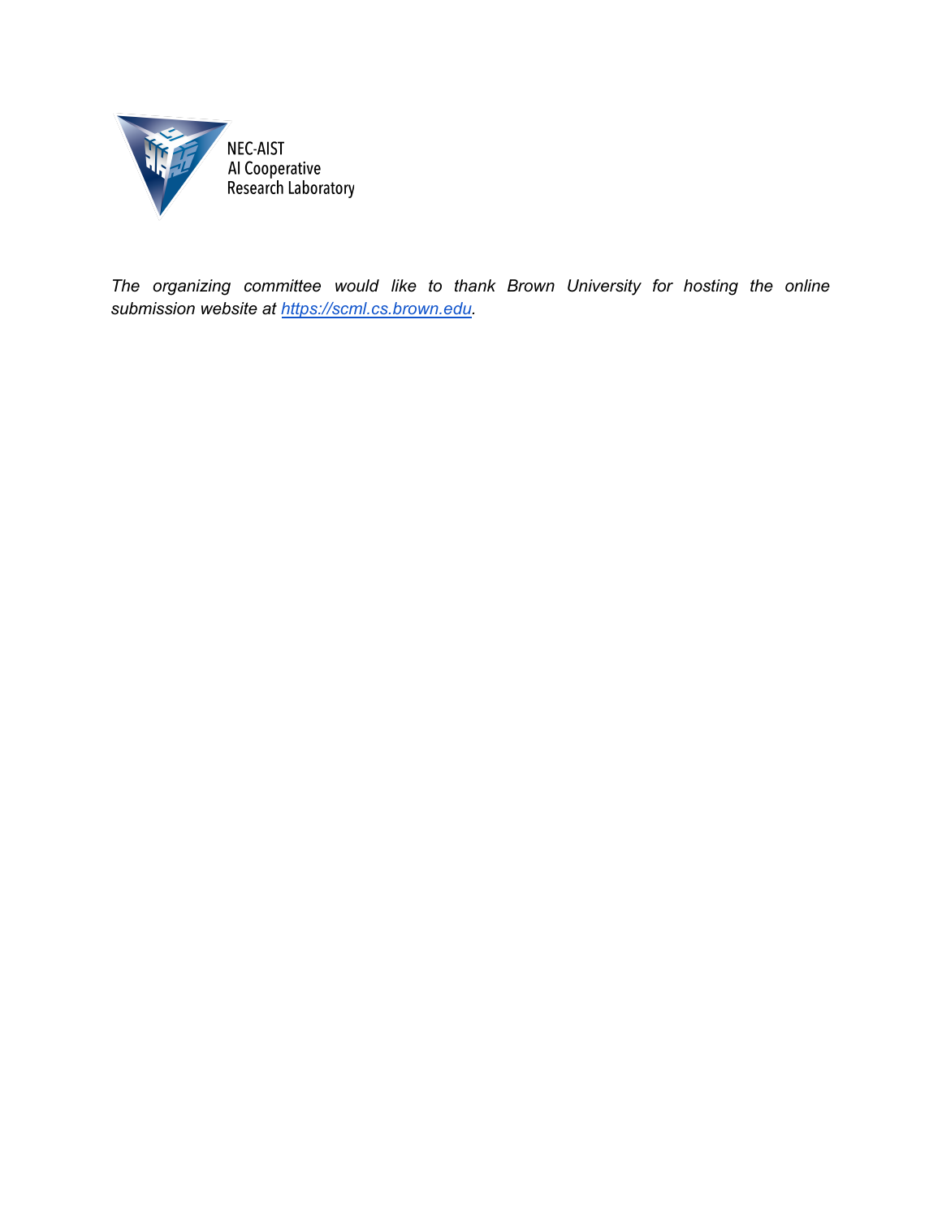NEC-AIST
AI Cooperative
Research Laboratory

*The organizing committee would like to thank Brown University for hosting the online submission website at [https://scml.cs.brown.edu](https://scml.cs.brown.edu).*